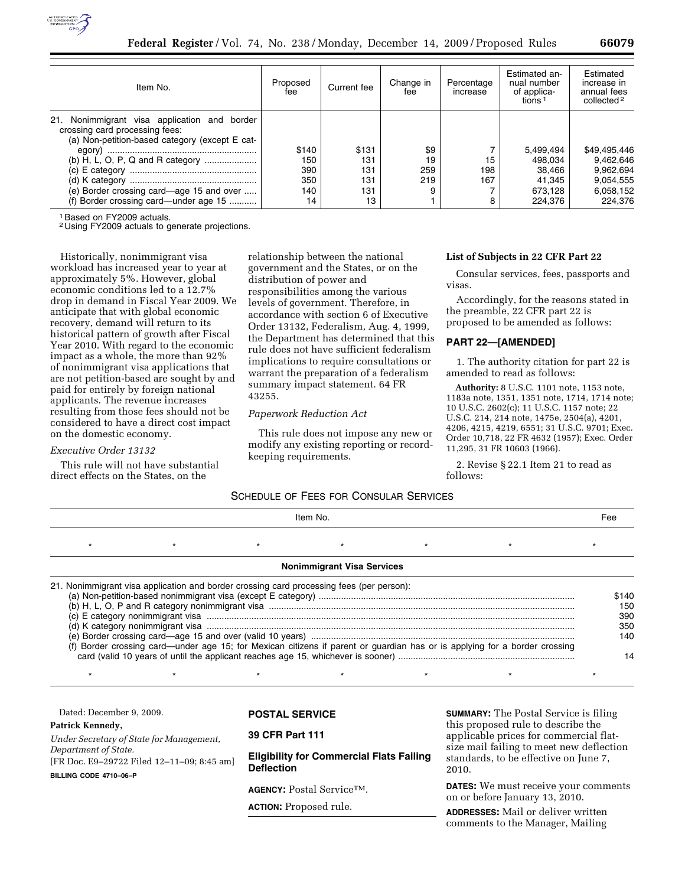| Item No. | Proposed fee | Current fee | Change in fee | Percentage increase | Estimated annual number of applications [1] | Estimated increase in annual fees collected [2] |
|---|---|---|---|---|---|---|
| 21. Nonimmigrant visa application and border crossing card processing fees: | | | | | | |
| (a) Non-petition-based category (except E category) | $140 | $131 | $9 | 7 | 5,499,494 | $49,495,446 |
| (b) H, L, O, P, Q and R category | 150 | 131 | 19 | 15 | 498,034 | 9,462,646 |
| (c) E category | 390 | 131 | 259 | 198 | 38,466 | 9,962,694 |
| (d) K category | 350 | 131 | 219 | 167 | 41,345 | 9,054,555 |
| (e) Border crossing card—age 15 and over | 140 | 131 | 9 | 7 | 673,128 | 6,058,152 |
| (f) Border crossing card—under age 15 | 14 | 13 | 1 | 8 | 224,376 | 224,376 |

[1] Based on FY2009 actuals.
[2] Using FY2009 actuals to generate projections.

Historically, nonimmigrant visa workload has increased year to year at approximately 5%. However, global economic conditions led to a 12.7% drop in demand in Fiscal Year 2009. We anticipate that with global economic recovery, demand will return to its historical pattern of growth after Fiscal Year 2010. With regard to the economic impact as a whole, the more than 92% of nonimmigrant visa applications that are not petition-based are sought by and paid for entirely by foreign national applicants. The revenue increases resulting from those fees should not be considered to have a direct cost impact on the domestic economy.

*Executive Order 13132*

This rule will not have substantial direct effects on the States, on the relationship between the national government and the States, or on the distribution of power and responsibilities among the various levels of government. Therefore, in accordance with section 6 of Executive Order 13132, Federalism, Aug. 4, 1999, the Department has determined that this rule does not have sufficient federalism implications to require consultations or warrant the preparation of a federalism summary impact statement. 64 FR 43255.

*Paperwork Reduction Act*

This rule does not impose any new or modify any existing reporting or record-keeping requirements.

**List of Subjects in 22 CFR Part 22**

Consular services, fees, passports and visas.

Accordingly, for the reasons stated in the preamble, 22 CFR part 22 is proposed to be amended as follows:

**PART 22—[AMENDED]**

1. The authority citation for part 22 is amended to read as follows:

**Authority:** 8 U.S.C. 1101 note, 1153 note, 1183a note, 1351, 1351 note, 1714, 1714 note; 10 U.S.C. 2602(c); 11 U.S.C. 1157 note; 22 U.S.C. 214, 214 note, 1475e, 2504(a), 4201, 4206, 4215, 4219, 6551; 31 U.S.C. 9701; Exec. Order 10,718, 22 FR 4632 (1957); Exec. Order 11,295, 31 FR 10603 (1966).

2. Revise § 22.1 Item 21 to read as follows:

SCHEDULE OF FEES FOR CONSULAR SERVICES

| Item No. | Fee |
|---|---|
| * * * * * * | * |
| **Nonimmigrant Visa Services** | |
| 21. Nonimmigrant visa application and border crossing card processing fees (per person): | |
| (a) Non-petition-based nonimmigrant visa (except E category) | $140 |
| (b) H, L, O, P and R category nonimmigrant visa | 150 |
| (c) E category nonimmigrant visa | 390 |
| (d) K category nonimmigrant visa | 350 |
| (e) Border crossing card—age 15 and over (valid 10 years) | 140 |
| (f) Border crossing card—under age 15; for Mexican citizens if parent or guardian has or is applying for a border crossing card (valid 10 years of until the applicant reaches age 15, whichever is sooner) | 14 |
| * * * * * * | * |

Dated: December 9, 2009.

**Patrick Kennedy,**

*Under Secretary of State for Management, Department of State.*

[FR Doc. E9–29722 Filed 12–11–09; 8:45 am]

**BILLING CODE 4710–06–P**

## POSTAL SERVICE

## 39 CFR Part 111

## Eligibility for Commercial Flats Failing Deflection

**AGENCY:** Postal Service™.

**ACTION:** Proposed rule.

**SUMMARY:** The Postal Service is filing this proposed rule to describe the applicable prices for commercial flat-size mail failing to meet new deflection standards, to be effective on June 7, 2010.

**DATES:** We must receive your comments on or before January 13, 2010.

**ADDRESSES:** Mail or deliver written comments to the Manager, Mailing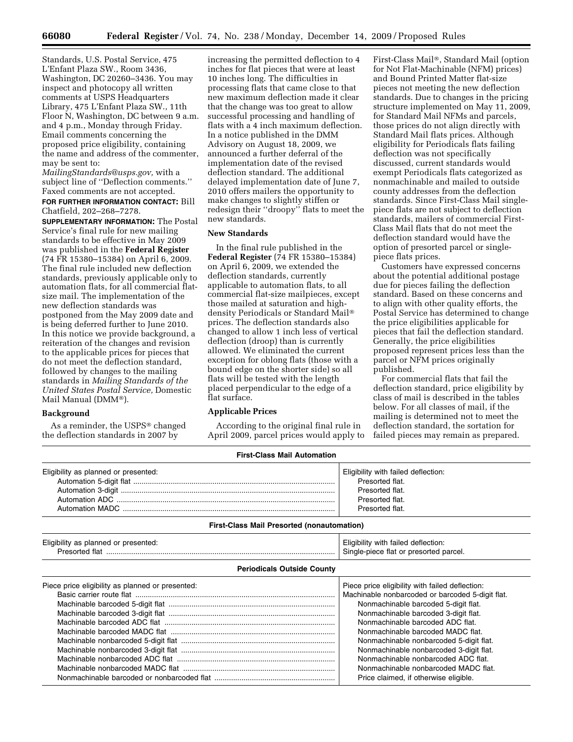Standards, U.S. Postal Service, 475 L'Enfant Plaza SW., Room 3436, Washington, DC 20260–3436. You may inspect and photocopy all written comments at USPS Headquarters Library, 475 L'Enfant Plaza SW., 11th Floor N, Washington, DC between 9 a.m. and 4 p.m., Monday through Friday. Email comments concerning the proposed price eligibility, containing the name and address of the commenter, may be sent to: *MailingStandards@usps.gov,* with a subject line of ''Deflection comments.'' Faxed comments are not accepted.

**FOR FURTHER INFORMATION CONTACT:** Bill Chatfield, 202–268–7278.

**SUPPLEMENTARY INFORMATION:** The Postal Service's final rule for new mailing standards to be effective in May 2009 was published in the **Federal Register** (74 FR 15380–15384) on April 6, 2009. The final rule included new deflection standards, previously applicable only to automation flats, for all commercial flat-size mail. The implementation of the new deflection standards was postponed from the May 2009 date and is being deferred further to June 2010. In this notice we provide background, a reiteration of the changes and revision to the applicable prices for pieces that do not meet the deflection standard, followed by changes to the mailing standards in *Mailing Standards of the United States Postal Service,* Domestic Mail Manual (DMM®).

## Background

As a reminder, the USPS® changed the deflection standards in 2007 by increasing the permitted deflection to 4 inches for flat pieces that were at least 10 inches long. The difficulties in processing flats that came close to that new maximum deflection made it clear that the change was too great to allow successful processing and handling of flats with a 4 inch maximum deflection. In a notice published in the DMM Advisory on August 18, 2009, we announced a further deferral of the implementation date of the revised deflection standard. The additional delayed implementation date of June 7, 2010 offers mailers the opportunity to make changes to slightly stiffen or redesign their ''droopy'' flats to meet the new standards.

## New Standards

In the final rule published in the **Federal Register** (74 FR 15380–15384) on April 6, 2009, we extended the deflection standards, currently applicable to automation flats, to all commercial flat-size mailpieces, except those mailed at saturation and high-density Periodicals or Standard Mail® prices. The deflection standards also changed to allow 1 inch less of vertical deflection (droop) than is currently allowed. We eliminated the current exception for oblong flats (those with a bound edge on the shorter side) so all flats will be tested with the length placed perpendicular to the edge of a flat surface.

## Applicable Prices

According to the original final rule in April 2009, parcel prices would apply to First-Class Mail®, Standard Mail (option for Not Flat-Machinable (NFM) prices) and Bound Printed Matter flat-size pieces not meeting the new deflection standards. Due to changes in the pricing structure implemented on May 11, 2009, for Standard Mail NFMs and parcels, those prices do not align directly with Standard Mail flats prices. Although eligibility for Periodicals flats failing deflection was not specifically discussed, current standards would exempt Periodicals flats categorized as nonmachinable and mailed to outside county addresses from the deflection standards. Since First-Class Mail single-piece flats are not subject to deflection standards, mailers of commercial First-Class Mail flats that do not meet the deflection standard would have the option of presorted parcel or single-piece flats prices.

Customers have expressed concerns about the potential additional postage due for pieces failing the deflection standard. Based on these concerns and to align with other quality efforts, the Postal Service has determined to change the price eligibilities applicable for pieces that fail the deflection standard. Generally, the price eligibilities proposed represent prices less than the parcel or NFM prices originally published.

For commercial flats that fail the deflection standard, price eligibility by class of mail is described in the tables below. For all classes of mail, if the mailing is determined not to meet the deflection standard, the sortation for failed pieces may remain as prepared.

**First-Class Mail Automation**

| Eligibility as planned or presented: | Eligibility with failed deflection: |
|---|---|
| Automation 5-digit flat | Presorted flat. |
| Automation 3-digit | Presorted flat. |
| Automation ADC | Presorted flat. |
| Automation MADC | Presorted flat. |

**First-Class Mail Presorted (nonautomation)**

| Eligibility as planned or presented: | Eligibility with failed deflection: |
|---|---|
| Presorted flat | Single-piece flat or presorted parcel. |

**Periodicals Outside County**

| Piece price eligibility as planned or presented: | Piece price eligibility with failed deflection: |
|---|---|
| Basic carrier route flat | Machinable nonbarcoded or barcoded 5-digit flat. |
| Machinable barcoded 5-digit flat | Nonmachinable barcoded 5-digit flat. |
| Machinable barcoded 3-digit flat | Nonmachinable barcoded 3-digit flat. |
| Machinable barcoded ADC flat | Nonmachinable barcoded ADC flat. |
| Machinable barcoded MADC flat | Nonmachinable barcoded MADC flat. |
| Machinable nonbarcoded 5-digit flat | Nonmachinable nonbarcoded 5-digit flat. |
| Machinable nonbarcoded 3-digit flat | Nonmachinable nonbarcoded 3-digit flat. |
| Machinable nonbarcoded ADC flat | Nonmachinable nonbarcoded ADC flat. |
| Machinable nonbarcoded MADC flat | Nonmachinable nonbarcoded MADC flat. |
| Nonmachinable barcoded or nonbarcoded flat | Price claimed, if otherwise eligible. |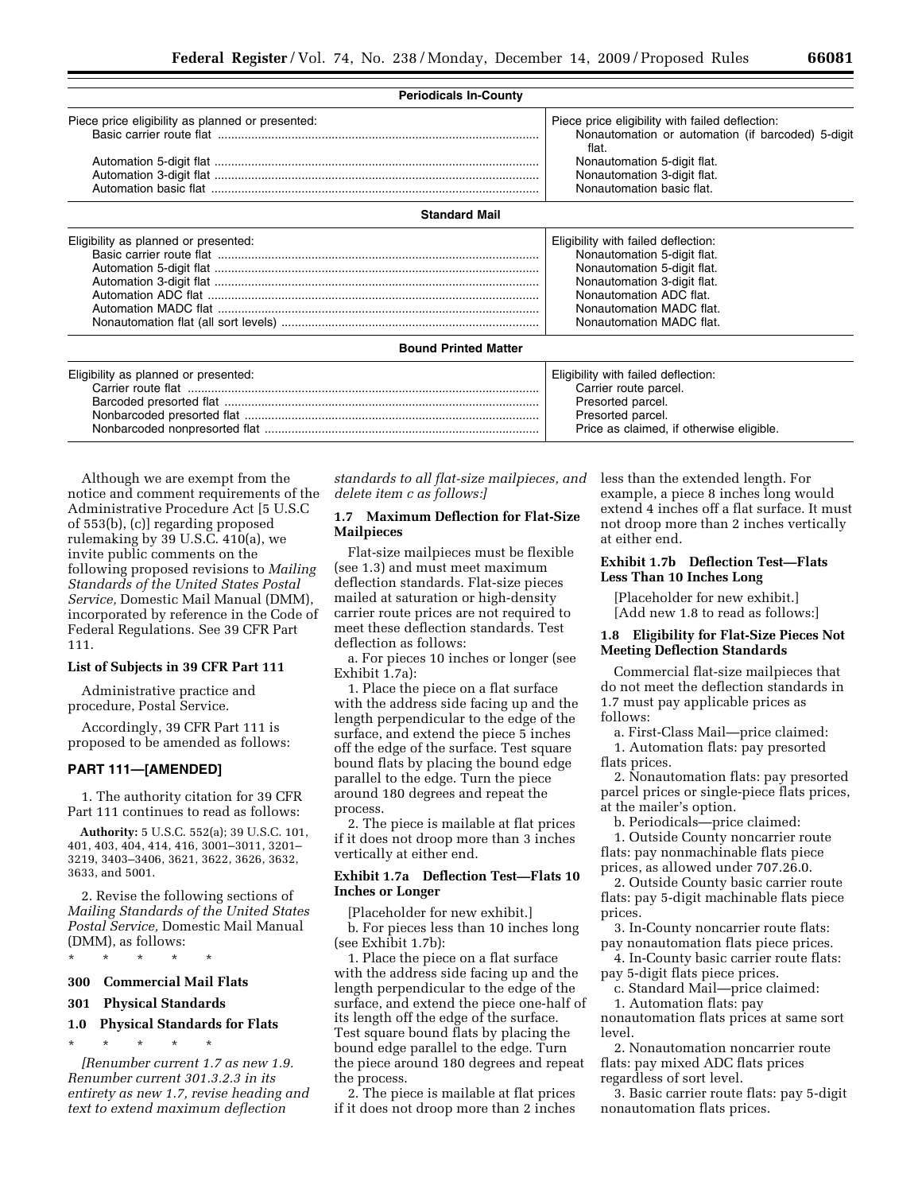| Periodicals In-County | |
|---|---|
| Piece price eligibility as planned or presented: | Piece price eligibility with failed deflection: |
| Basic carrier route flat | Nonautomation or automation (if barcoded) 5-digit flat. |
| Automation 5-digit flat | Nonautomation 5-digit flat. |
| Automation 3-digit flat | Nonautomation 3-digit flat. |
| Automation basic flat | Nonautomation basic flat. |

| Standard Mail | |
|---|---|
| Eligibility as planned or presented: | Eligibility with failed deflection: |
| Basic carrier route flat | Nonautomation 5-digit flat. |
| Automation 5-digit flat | Nonautomation 5-digit flat. |
| Automation 3-digit flat | Nonautomation 3-digit flat. |
| Automation ADC flat | Nonautomation ADC flat. |
| Automation MADC flat | Nonautomation MADC flat. |
| Nonautomation flat (all sort levels) | Nonautomation MADC flat. |

| Bound Printed Matter | |
|---|---|
| Eligibility as planned or presented: | Eligibility with failed deflection: |
| Carrier route flat | Carrier route parcel. |
| Barcoded presorted flat | Presorted parcel. |
| Nonbarcoded presorted flat | Presorted parcel. |
| Nonbarcoded nonpresorted flat | Price as claimed, if otherwise eligible. |

Although we are exempt from the notice and comment requirements of the Administrative Procedure Act [5 U.S.C of 553(b), (c)] regarding proposed rulemaking by 39 U.S.C. 410(a), we invite public comments on the following proposed revisions to *Mailing Standards of the United States Postal Service,* Domestic Mail Manual (DMM), incorporated by reference in the Code of Federal Regulations. See 39 CFR Part 111.

**List of Subjects in 39 CFR Part 111**

Administrative practice and procedure, Postal Service.

Accordingly, 39 CFR Part 111 is proposed to be amended as follows:

**PART 111—[AMENDED]**

1. The authority citation for 39 CFR Part 111 continues to read as follows:

**Authority:** 5 U.S.C. 552(a); 39 U.S.C. 101, 401, 403, 404, 414, 416, 3001–3011, 3201–3219, 3403–3406, 3621, 3622, 3626, 3632, 3633, and 5001.

2. Revise the following sections of *Mailing Standards of the United States Postal Service,* Domestic Mail Manual (DMM), as follows:

\* \* \* \* \*

**300 Commercial Mail Flats**

**301 Physical Standards**

**1.0 Physical Standards for Flats**

\* \* \* \* \*

*[Renumber current 1.7 as new 1.9. Renumber current 301.3.2.3 in its entirety as new 1.7, revise heading and text to extend maximum deflection standards to all flat-size mailpieces, and delete item c as follows:]*

**1.7 Maximum Deflection for Flat-Size Mailpieces**

Flat-size mailpieces must be flexible (see 1.3) and must meet maximum deflection standards. Flat-size pieces mailed at saturation or high-density carrier route prices are not required to meet these deflection standards. Test deflection as follows:

a. For pieces 10 inches or longer (see Exhibit 1.7a):

1. Place the piece on a flat surface with the address side facing up and the length perpendicular to the edge of the surface, and extend the piece 5 inches off the edge of the surface. Test square bound flats by placing the bound edge parallel to the edge. Turn the piece around 180 degrees and repeat the process.

2. The piece is mailable at flat prices if it does not droop more than 3 inches vertically at either end.

**Exhibit 1.7a Deflection Test—Flats 10 Inches or Longer**

[Placeholder for new exhibit.]

b. For pieces less than 10 inches long (see Exhibit 1.7b):

1. Place the piece on a flat surface with the address side facing up and the length perpendicular to the edge of the surface, and extend the piece one-half of its length off the edge of the surface. Test square bound flats by placing the bound edge parallel to the edge. Turn the piece around 180 degrees and repeat the process.

2. The piece is mailable at flat prices if it does not droop more than 2 inches less than the extended length. For example, a piece 8 inches long would extend 4 inches off a flat surface. It must not droop more than 2 inches vertically at either end.

**Exhibit 1.7b Deflection Test—Flats Less Than 10 Inches Long**

[Placeholder for new exhibit.]

[Add new 1.8 to read as follows:]

**1.8 Eligibility for Flat-Size Pieces Not Meeting Deflection Standards**

Commercial flat-size mailpieces that do not meet the deflection standards in 1.7 must pay applicable prices as follows:

a. First-Class Mail—price claimed:

1. Automation flats: pay presorted flats prices.

2. Nonautomation flats: pay presorted parcel prices or single-piece flats prices, at the mailer's option.

b. Periodicals—price claimed:

1. Outside County noncarrier route flats: pay nonmachinable flats piece prices, as allowed under 707.26.0.

2. Outside County basic carrier route flats: pay 5-digit machinable flats piece prices.

3. In-County noncarrier route flats: pay nonautomation flats piece prices.

4. In-County basic carrier route flats: pay 5-digit flats piece prices.

c. Standard Mail—price claimed:

1. Automation flats: pay nonautomation flats prices at same sort level.

2. Nonautomation noncarrier route flats: pay mixed ADC flats prices regardless of sort level.

3. Basic carrier route flats: pay 5-digit nonautomation flats prices.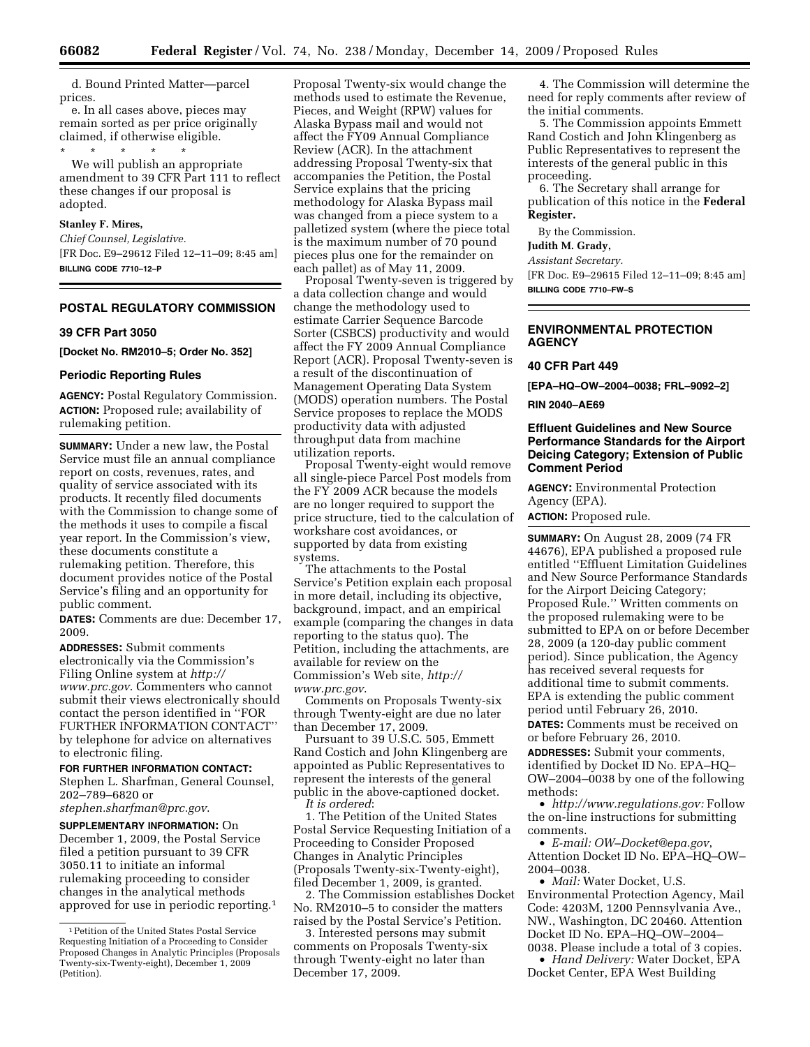d. Bound Printed Matter—parcel prices.

e. In all cases above, pieces may remain sorted as per price originally claimed, if otherwise eligible.

\* \* \* \* \*

We will publish an appropriate amendment to 39 CFR Part 111 to reflect these changes if our proposal is adopted.

**Stanley F. Mires,**

*Chief Counsel, Legislative.*

[FR Doc. E9–29612 Filed 12–11–09; 8:45 am]

**BILLING CODE 7710–12–P**

## POSTAL REGULATORY COMMISSION

### 39 CFR Part 3050

**[Docket No. RM2010–5; Order No. 352]**

### Periodic Reporting Rules

**AGENCY:** Postal Regulatory Commission.

**ACTION:** Proposed rule; availability of rulemaking petition.

**SUMMARY:** Under a new law, the Postal Service must file an annual compliance report on costs, revenues, rates, and quality of service associated with its products. It recently filed documents with the Commission to change some of the methods it uses to compile a fiscal year report. In the Commission's view, these documents constitute a rulemaking petition. Therefore, this document provides notice of the Postal Service's filing and an opportunity for public comment.

**DATES:** Comments are due: December 17, 2009.

**ADDRESSES:** Submit comments electronically via the Commission's Filing Online system at *http://www.prc.gov*. Commenters who cannot submit their views electronically should contact the person identified in "FOR FURTHER INFORMATION CONTACT" by telephone for advice on alternatives to electronic filing.

**FOR FURTHER INFORMATION CONTACT:** Stephen L. Sharfman, General Counsel, 202–789–6820 or *stephen.sharfman@prc.gov*.

**SUPPLEMENTARY INFORMATION:** On December 1, 2009, the Postal Service filed a petition pursuant to 39 CFR 3050.11 to initiate an informal rulemaking proceeding to consider changes in the analytical methods approved for use in periodic reporting.[1]

Proposal Twenty-six would change the methods used to estimate the Revenue, Pieces, and Weight (RPW) values for Alaska Bypass mail and would not affect the FY09 Annual Compliance Review (ACR). In the attachment addressing Proposal Twenty-six that accompanies the Petition, the Postal Service explains that the pricing methodology for Alaska Bypass mail was changed from a piece system to a palletized system (where the piece total is the maximum number of 70 pound pieces plus one for the remainder on each pallet) as of May 11, 2009.

Proposal Twenty-seven is triggered by a data collection change and would change the methodology used to estimate Carrier Sequence Barcode Sorter (CSBCS) productivity and would affect the FY 2009 Annual Compliance Report (ACR). Proposal Twenty-seven is a result of the discontinuation of Management Operating Data System (MODS) operation numbers. The Postal Service proposes to replace the MODS productivity data with adjusted throughput data from machine utilization reports.

Proposal Twenty-eight would remove all single-piece Parcel Post models from the FY 2009 ACR because the models are no longer required to support the price structure, tied to the calculation of workshare cost avoidances, or supported by data from existing systems.

The attachments to the Postal Service's Petition explain each proposal in more detail, including its objective, background, impact, and an empirical example (comparing the changes in data reporting to the status quo). The Petition, including the attachments, are available for review on the Commission's Web site, *http://www.prc.gov*.

Comments on Proposals Twenty-six through Twenty-eight are due no later than December 17, 2009.

Pursuant to 39 U.S.C. 505, Emmett Rand Costich and John Klingenberg are appointed as Public Representatives to represent the interests of the general public in the above-captioned docket.

*It is ordered*:

1. The Petition of the United States Postal Service Requesting Initiation of a Proceeding to Consider Proposed Changes in Analytic Principles (Proposals Twenty-six-Twenty-eight), filed December 1, 2009, is granted.

2. The Commission establishes Docket No. RM2010–5 to consider the matters raised by the Postal Service's Petition.

3. Interested persons may submit comments on Proposals Twenty-six through Twenty-eight no later than December 17, 2009.

4. The Commission will determine the need for reply comments after review of the initial comments.

5. The Commission appoints Emmett Rand Costich and John Klingenberg as Public Representatives to represent the interests of the general public in this proceeding.

6. The Secretary shall arrange for publication of this notice in the **Federal Register.**

By the Commission.

**Judith M. Grady,**

*Assistant Secretary.*

[FR Doc. E9–29615 Filed 12–11–09; 8:45 am]

**BILLING CODE 7710–FW–S**

[1] Petition of the United States Postal Service Requesting Initiation of a Proceeding to Consider Proposed Changes in Analytic Principles (Proposals Twenty-six-Twenty-eight), December 1, 2009 (Petition).

## ENVIRONMENTAL PROTECTION AGENCY

### 40 CFR Part 449

**[EPA–HQ–OW–2004–0038; FRL–9092–2]**

**RIN 2040–AE69**

### Effluent Guidelines and New Source Performance Standards for the Airport Deicing Category; Extension of Public Comment Period

**AGENCY:** Environmental Protection Agency (EPA).

**ACTION:** Proposed rule.

**SUMMARY:** On August 28, 2009 (74 FR 44676), EPA published a proposed rule entitled "Effluent Limitation Guidelines and New Source Performance Standards for the Airport Deicing Category; Proposed Rule." Written comments on the proposed rulemaking were to be submitted to EPA on or before December 28, 2009 (a 120-day public comment period). Since publication, the Agency has received several requests for additional time to submit comments. EPA is extending the public comment period until February 26, 2010.

**DATES:** Comments must be received on or before February 26, 2010.

**ADDRESSES:** Submit your comments, identified by Docket ID No. EPA–HQ–OW–2004–0038 by one of the following methods:

- *http://www.regulations.gov:* Follow the on-line instructions for submitting comments.
- *E-mail: OW–Docket@epa.gov*, Attention Docket ID No. EPA–HQ–OW–2004–0038.
- *Mail:* Water Docket, U.S. Environmental Protection Agency, Mail Code: 4203M, 1200 Pennsylvania Ave., NW., Washington, DC 20460. Attention Docket ID No. EPA–HQ–OW–2004–0038. Please include a total of 3 copies.
- *Hand Delivery:* Water Docket, EPA Docket Center, EPA West Building